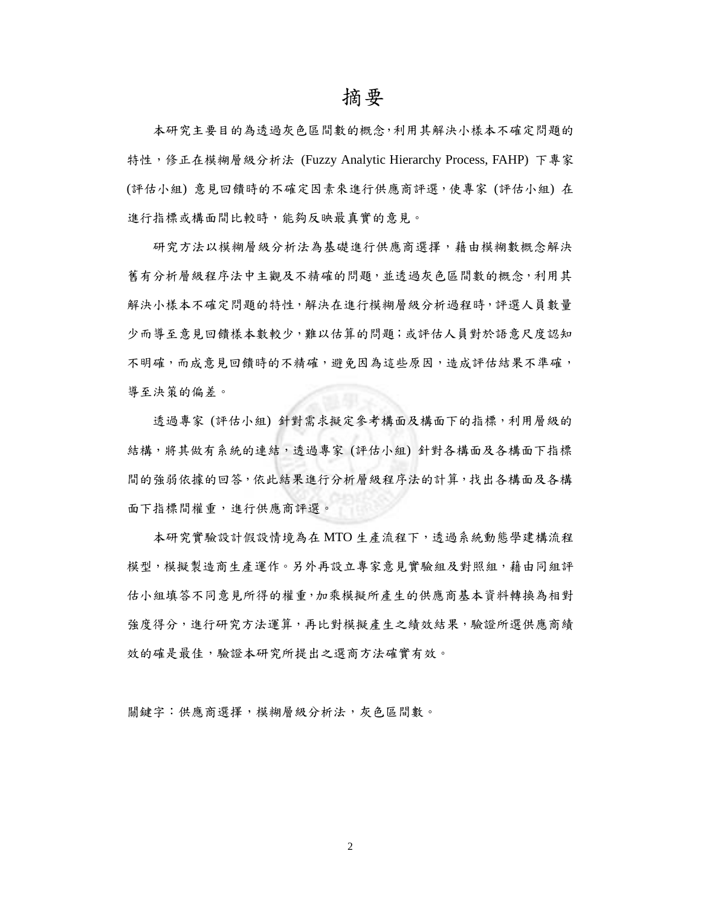# 摘要

本研究主要目的為透過灰色區間數的概念，利用其解決小樣本不確定問題的特性，修正在模糊層級分析法 (Fuzzy Analytic Hierarchy Process, FAHP) 下專家 (評估小組) 意見回饋時的不確定因素來進行供應商評選，使專家 (評估小組) 在進行指標或構面間比較時，能夠反映最真實的意見。

研究方法以模糊層級分析法為基礎進行供應商選擇，藉由模糊數概念解決舊有分析層級程序法中主觀及不精確的問題，並透過灰色區間數的概念，利用其解決小樣本不確定問題的特性，解決在進行模糊層級分析過程時，評選人員數量少而導至意見回饋樣本數較少，難以估算的問題；或評估人員對於語意尺度認知不明確，而成意見回饋時的不精確，避免因為這些原因，造成評估結果不準確，導至決策的偏差。

透過專家 (評估小組) 針對需求擬定參考構面及構面下的指標，利用層級的結構，將其做有系統的連結，透過專家 (評估小組) 針對各構面及各構面下指標間的強弱依據的回答，依此結果進行分析層級程序法的計算，找出各構面及各構面下指標間權重，進行供應商評選。

本研究實驗設計假設情境為在 MTO 生產流程下，透過系統動態學建構流程模型，模擬製造商生產運作。另外再設立專家意見實驗組及對照組，藉由同組評估小組填答不同意見所得的權重，加乘模擬所產生的供應商基本資料轉換為相對強度得分，進行研究方法運算，再比對模擬產生之績效結果，驗證所選供應商績效的確是最佳，驗證本研究所提出之選商方法確實有效。

關鍵字：供應商選擇，模糊層級分析法，灰色區間數。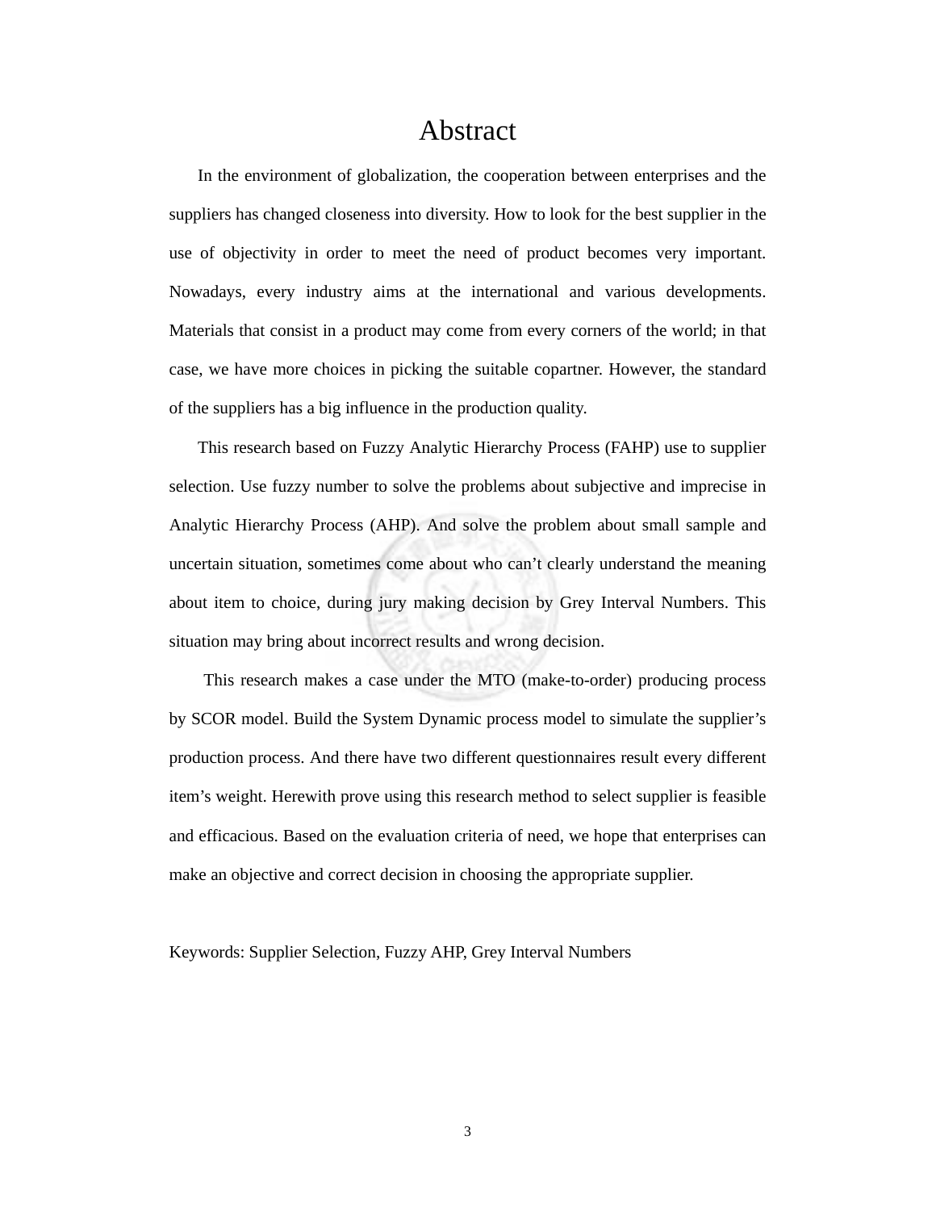# Abstract

In the environment of globalization, the cooperation between enterprises and the suppliers has changed closeness into diversity. How to look for the best supplier in the use of objectivity in order to meet the need of product becomes very important. Nowadays, every industry aims at the international and various developments. Materials that consist in a product may come from every corners of the world; in that case, we have more choices in picking the suitable copartner. However, the standard of the suppliers has a big influence in the production quality.

This research based on Fuzzy Analytic Hierarchy Process (FAHP) use to supplier selection. Use fuzzy number to solve the problems about subjective and imprecise in Analytic Hierarchy Process (AHP). And solve the problem about small sample and uncertain situation, sometimes come about who can't clearly understand the meaning about item to choice, during jury making decision by Grey Interval Numbers. This situation may bring about incorrect results and wrong decision.

This research makes a case under the MTO (make-to-order) producing process by SCOR model. Build the System Dynamic process model to simulate the supplier's production process. And there have two different questionnaires result every different item's weight. Herewith prove using this research method to select supplier is feasible and efficacious. Based on the evaluation criteria of need, we hope that enterprises can make an objective and correct decision in choosing the appropriate supplier.

Keywords: Supplier Selection, Fuzzy AHP, Grey Interval Numbers